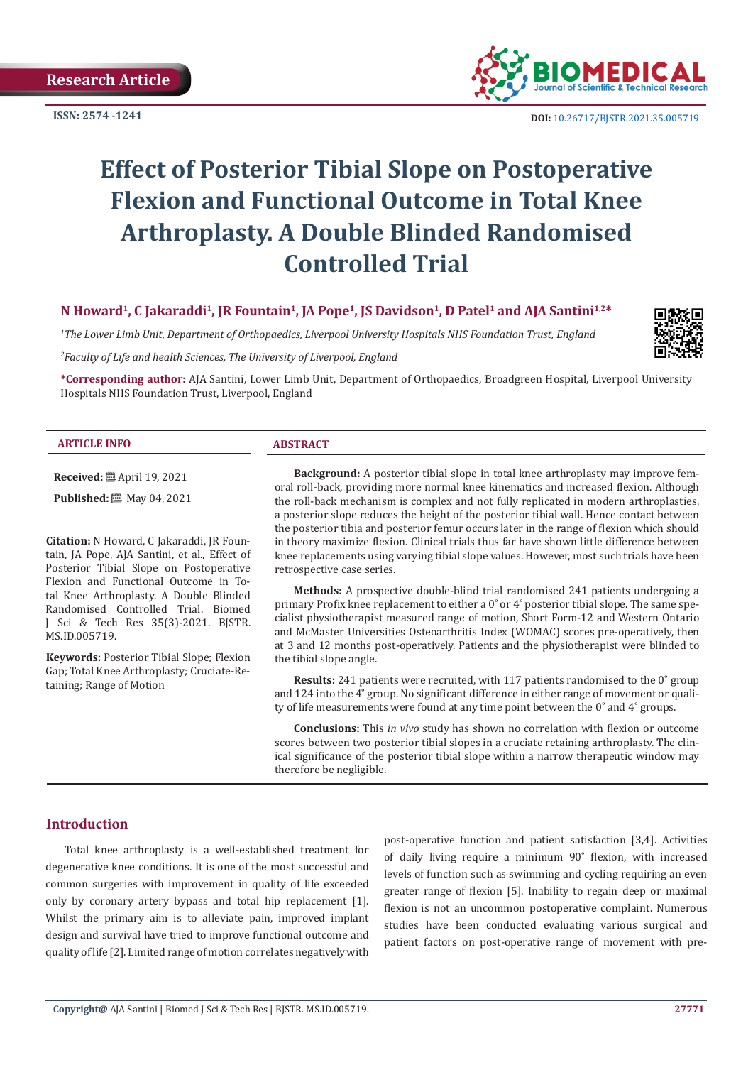Research Article

ISSN: 2574 -1241

DOI: 10.26717/BJSTR.2021.35.005719

# Effect of Posterior Tibial Slope on Postoperative Flexion and Functional Outcome in Total Knee Arthroplasty. A Double Blinded Randomised Controlled Trial

**N Howard[1], C Jakaraddi[1], JR Fountain[1], JA Pope[1], JS Davidson[1], D Patel[1] and AJA Santini[1,2]***

[1]*The Lower Limb Unit, Department of Orthopaedics, Liverpool University Hospitals NHS Foundation Trust, England*

[2]*Faculty of Life and health Sciences, The University of Liverpool, England*

**\*Corresponding author:** AJA Santini, Lower Limb Unit, Department of Orthopaedics, Broadgreen Hospital, Liverpool University Hospitals NHS Foundation Trust, Liverpool, England

### ARTICLE INFO

**Received:** April 19, 2021

**Published:** May 04, 2021

**Citation:** N Howard, C Jakaraddi, JR Fountain, JA Pope, AJA Santini, et al., Effect of Posterior Tibial Slope on Postoperative Flexion and Functional Outcome in Total Knee Arthroplasty. A Double Blinded Randomised Controlled Trial. Biomed J Sci & Tech Res 35(3)-2021. BJSTR. MS.ID.005719.

**Keywords:** Posterior Tibial Slope; Flexion Gap; Total Knee Arthroplasty; Cruciate-Retaining; Range of Motion

### ABSTRACT

**Background:** A posterior tibial slope in total knee arthroplasty may improve femoral roll-back, providing more normal knee kinematics and increased flexion. Although the roll-back mechanism is complex and not fully replicated in modern arthroplasties, a posterior slope reduces the height of the posterior tibial wall. Hence contact between the posterior tibia and posterior femur occurs later in the range of flexion which should in theory maximize flexion. Clinical trials thus far have shown little difference between knee replacements using varying tibial slope values. However, most such trials have been retrospective case series.

**Methods:** A prospective double-blind trial randomised 241 patients undergoing a primary Profix knee replacement to either a 0˚ or 4˚ posterior tibial slope. The same specialist physiotherapist measured range of motion, Short Form-12 and Western Ontario and McMaster Universities Osteoarthritis Index (WOMAC) scores pre-operatively, then at 3 and 12 months post-operatively. Patients and the physiotherapist were blinded to the tibial slope angle.

**Results:** 241 patients were recruited, with 117 patients randomised to the 0˚ group and 124 into the 4˚ group. No significant difference in either range of movement or quality of life measurements were found at any time point between the 0˚ and 4˚ groups.

**Conclusions:** This *in vivo* study has shown no correlation with flexion or outcome scores between two posterior tibial slopes in a cruciate retaining arthroplasty. The clinical significance of the posterior tibial slope within a narrow therapeutic window may therefore be negligible.

## Introduction

Total knee arthroplasty is a well-established treatment for degenerative knee conditions. It is one of the most successful and common surgeries with improvement in quality of life exceeded only by coronary artery bypass and total hip replacement [1]. Whilst the primary aim is to alleviate pain, improved implant design and survival have tried to improve functional outcome and quality of life [2]. Limited range of motion correlates negatively with post-operative function and patient satisfaction [3,4]. Activities of daily living require a minimum 90˚ flexion, with increased levels of function such as swimming and cycling requiring an even greater range of flexion [5]. Inability to regain deep or maximal flexion is not an uncommon postoperative complaint. Numerous studies have been conducted evaluating various surgical and patient factors on post-operative range of movement with pre-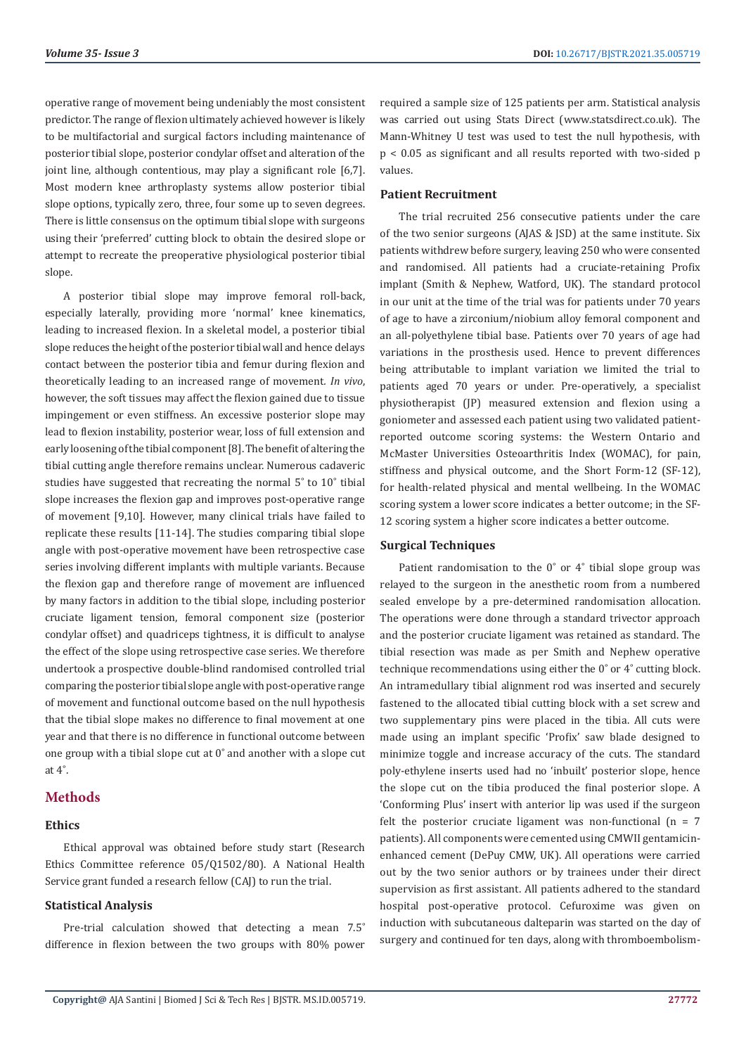operative range of movement being undeniably the most consistent predictor. The range of flexion ultimately achieved however is likely to be multifactorial and surgical factors including maintenance of posterior tibial slope, posterior condylar offset and alteration of the joint line, although contentious, may play a significant role [6,7]. Most modern knee arthroplasty systems allow posterior tibial slope options, typically zero, three, four some up to seven degrees. There is little consensus on the optimum tibial slope with surgeons using their 'preferred' cutting block to obtain the desired slope or attempt to recreate the preoperative physiological posterior tibial slope.

A posterior tibial slope may improve femoral roll-back, especially laterally, providing more 'normal' knee kinematics, leading to increased flexion. In a skeletal model, a posterior tibial slope reduces the height of the posterior tibial wall and hence delays contact between the posterior tibia and femur during flexion and theoretically leading to an increased range of movement. *In vivo*, however, the soft tissues may affect the flexion gained due to tissue impingement or even stiffness. An excessive posterior slope may lead to flexion instability, posterior wear, loss of full extension and early loosening of the tibial component [8]. The benefit of altering the tibial cutting angle therefore remains unclear. Numerous cadaveric studies have suggested that recreating the normal 5˚ to 10˚ tibial slope increases the flexion gap and improves post-operative range of movement [9,10]. However, many clinical trials have failed to replicate these results [11-14]. The studies comparing tibial slope angle with post-operative movement have been retrospective case series involving different implants with multiple variants. Because the flexion gap and therefore range of movement are influenced by many factors in addition to the tibial slope, including posterior cruciate ligament tension, femoral component size (posterior condylar offset) and quadriceps tightness, it is difficult to analyse the effect of the slope using retrospective case series. We therefore undertook a prospective double-blind randomised controlled trial comparing the posterior tibial slope angle with post-operative range of movement and functional outcome based on the null hypothesis that the tibial slope makes no difference to final movement at one year and that there is no difference in functional outcome between one group with a tibial slope cut at 0˚ and another with a slope cut at 4˚.

## Methods

### Ethics

Ethical approval was obtained before study start (Research Ethics Committee reference 05/Q1502/80). A National Health Service grant funded a research fellow (CAJ) to run the trial.

### Statistical Analysis

Pre-trial calculation showed that detecting a mean 7.5˚ difference in flexion between the two groups with 80% power required a sample size of 125 patients per arm. Statistical analysis was carried out using Stats Direct (www.statsdirect.co.uk). The Mann-Whitney U test was used to test the null hypothesis, with $p < 0.05$ as significant and all results reported with two-sided p values.

### Patient Recruitment

The trial recruited 256 consecutive patients under the care of the two senior surgeons (AJAS & JSD) at the same institute. Six patients withdrew before surgery, leaving 250 who were consented and randomised. All patients had a cruciate-retaining Profix implant (Smith & Nephew, Watford, UK). The standard protocol in our unit at the time of the trial was for patients under 70 years of age to have a zirconium/niobium alloy femoral component and an all-polyethylene tibial base. Patients over 70 years of age had variations in the prosthesis used. Hence to prevent differences being attributable to implant variation we limited the trial to patients aged 70 years or under. Pre-operatively, a specialist physiotherapist (JP) measured extension and flexion using a goniometer and assessed each patient using two validated patient-reported outcome scoring systems: the Western Ontario and McMaster Universities Osteoarthritis Index (WOMAC), for pain, stiffness and physical outcome, and the Short Form-12 (SF-12), for health-related physical and mental wellbeing. In the WOMAC scoring system a lower score indicates a better outcome; in the SF-12 scoring system a higher score indicates a better outcome.

### Surgical Techniques

Patient randomisation to the 0˚ or 4˚ tibial slope group was relayed to the surgeon in the anesthetic room from a numbered sealed envelope by a pre-determined randomisation allocation. The operations were done through a standard trivector approach and the posterior cruciate ligament was retained as standard. The tibial resection was made as per Smith and Nephew operative technique recommendations using either the 0˚ or 4˚ cutting block. An intramedullary tibial alignment rod was inserted and securely fastened to the allocated tibial cutting block with a set screw and two supplementary pins were placed in the tibia. All cuts were made using an implant specific 'Profix' saw blade designed to minimize toggle and increase accuracy of the cuts. The standard poly-ethylene inserts used had no 'inbuilt' posterior slope, hence the slope cut on the tibia produced the final posterior slope. A 'Conforming Plus' insert with anterior lip was used if the surgeon felt the posterior cruciate ligament was non-functional (n = 7 patients). All components were cemented using CMWII gentamicin-enhanced cement (DePuy CMW, UK). All operations were carried out by the two senior authors or by trainees under their direct supervision as first assistant. All patients adhered to the standard hospital post-operative protocol. Cefuroxime was given on induction with subcutaneous dalteparin was started on the day of surgery and continued for ten days, along with thromboembolism-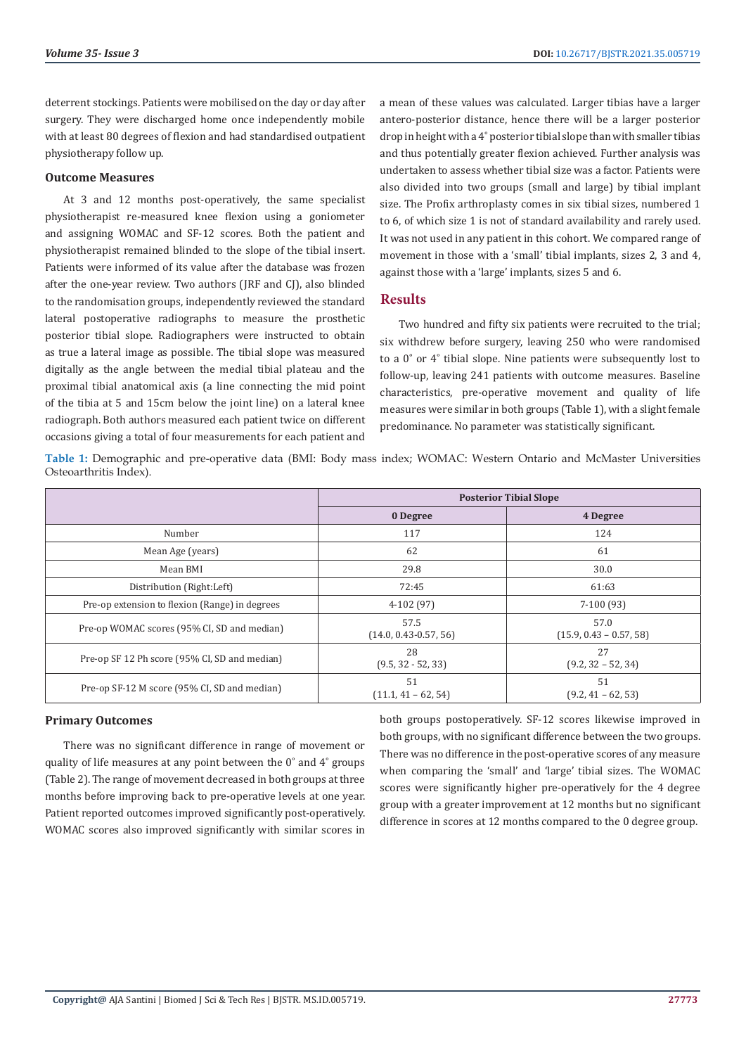deterrent stockings. Patients were mobilised on the day or day after surgery. They were discharged home once independently mobile with at least 80 degrees of flexion and had standardised outpatient physiotherapy follow up.

### Outcome Measures

At 3 and 12 months post-operatively, the same specialist physiotherapist re-measured knee flexion using a goniometer and assigning WOMAC and SF-12 scores. Both the patient and physiotherapist remained blinded to the slope of the tibial insert. Patients were informed of its value after the database was frozen after the one-year review. Two authors (JRF and CJ), also blinded to the randomisation groups, independently reviewed the standard lateral postoperative radiographs to measure the prosthetic posterior tibial slope. Radiographers were instructed to obtain as true a lateral image as possible. The tibial slope was measured digitally as the angle between the medial tibial plateau and the proximal tibial anatomical axis (a line connecting the mid point of the tibia at 5 and 15cm below the joint line) on a lateral knee radiograph. Both authors measured each patient twice on different occasions giving a total of four measurements for each patient and a mean of these values was calculated. Larger tibias have a larger antero-posterior distance, hence there will be a larger posterior drop in height with a 4˚ posterior tibial slope than with smaller tibias and thus potentially greater flexion achieved. Further analysis was undertaken to assess whether tibial size was a factor. Patients were also divided into two groups (small and large) by tibial implant size. The Profix arthroplasty comes in six tibial sizes, numbered 1 to 6, of which size 1 is not of standard availability and rarely used. It was not used in any patient in this cohort. We compared range of movement in those with a 'small' tibial implants, sizes 2, 3 and 4, against those with a 'large' implants, sizes 5 and 6.

## Results

Two hundred and fifty six patients were recruited to the trial; six withdrew before surgery, leaving 250 who were randomised to a 0˚ or 4˚ tibial slope. Nine patients were subsequently lost to follow-up, leaving 241 patients with outcome measures. Baseline characteristics, pre-operative movement and quality of life measures were similar in both groups (Table 1), with a slight female predominance. No parameter was statistically significant.

**Table 1:** Demographic and pre-operative data (BMI: Body mass index; WOMAC: Western Ontario and McMaster Universities Osteoarthritis Index).

| | Posterior Tibial Slope | |
|---|---|---|
| | 0 Degree | 4 Degree |
| Number | 117 | 124 |
| Mean Age (years) | 62 | 61 |
| Mean BMI | 29.8 | 30.0 |
| Distribution (Right:Left) | 72:45 | 61:63 |
| Pre-op extension to flexion (Range) in degrees | 4-102 (97) | 7-100 (93) |
| Pre-op WOMAC scores (95% CI, SD and median) | 57.5 (14.0, 0.43-0.57, 56) | 57.0 (15.9, 0.43 – 0.57, 58) |
| Pre-op SF 12 Ph score (95% CI, SD and median) | 28 (9.5, 32 - 52, 33) | 27 (9.2, 32 – 52, 34) |
| Pre-op SF-12 M score (95% CI, SD and median) | 51 (11.1, 41 – 62, 54) | 51 (9.2, 41 – 62, 53) |

### Primary Outcomes

There was no significant difference in range of movement or quality of life measures at any point between the 0˚ and 4˚ groups (Table 2). The range of movement decreased in both groups at three months before improving back to pre-operative levels at one year. Patient reported outcomes improved significantly post-operatively. WOMAC scores also improved significantly with similar scores in both groups postoperatively. SF-12 scores likewise improved in both groups, with no significant difference between the two groups. There was no difference in the post-operative scores of any measure when comparing the 'small' and 'large' tibial sizes. The WOMAC scores were significantly higher pre-operatively for the 4 degree group with a greater improvement at 12 months but no significant difference in scores at 12 months compared to the 0 degree group.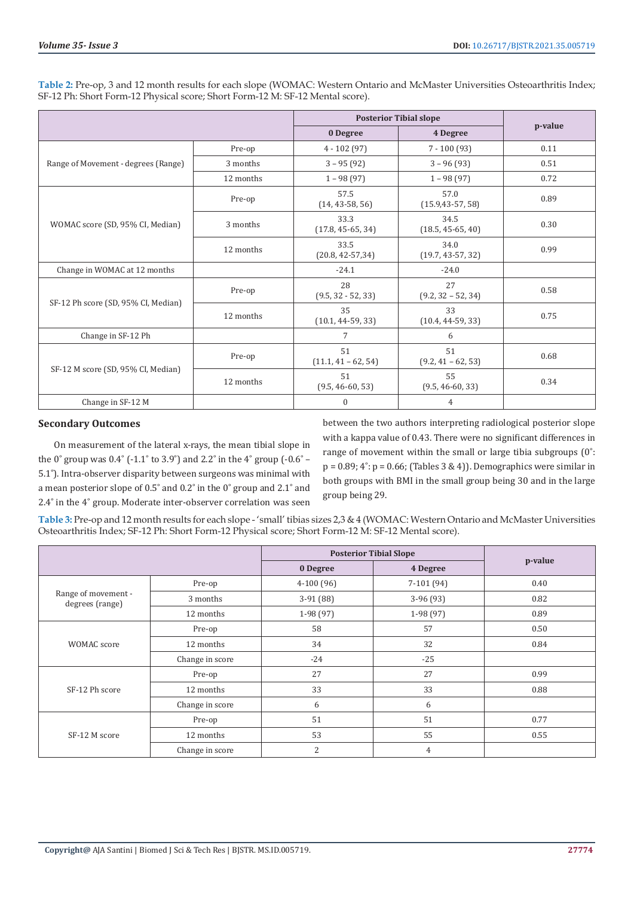**Table 2:** Pre-op, 3 and 12 month results for each slope (WOMAC: Western Ontario and McMaster Universities Osteoarthritis Index; SF-12 Ph: Short Form-12 Physical score; Short Form-12 M: SF-12 Mental score).

| | | Posterior Tibial slope | | p-value |
|---|---|---|---|---|
| | | 0 Degree | 4 Degree | |
| Range of Movement - degrees (Range) | Pre-op | 4 - 102 (97) | 7 - 100 (93) | 0.11 |
| | 3 months | 3 – 95 (92) | 3 – 96 (93) | 0.51 |
| | 12 months | 1 – 98 (97) | 1 – 98 (97) | 0.72 |
| WOMAC score (SD, 95% CI, Median) | Pre-op | 57.5 (14, 43-58, 56) | 57.0 (15.9,43-57, 58) | 0.89 |
| | 3 months | 33.3 (17.8, 45-65, 34) | 34.5 (18.5, 45-65, 40) | 0.30 |
| | 12 months | 33.5 (20.8, 42-57,34) | 34.0 (19.7, 43-57, 32) | 0.99 |
| Change in WOMAC at 12 months | | -24.1 | -24.0 | |
| SF-12 Ph score (SD, 95% CI, Median) | Pre-op | 28 (9.5, 32 - 52, 33) | 27 (9.2, 32 – 52, 34) | 0.58 |
| | 12 months | 35 (10.1, 44-59, 33) | 33 (10.4, 44-59, 33) | 0.75 |
| Change in SF-12 Ph | | 7 | 6 | |
| SF-12 M score (SD, 95% CI, Median) | Pre-op | 51 (11.1, 41 – 62, 54) | 51 (9.2, 41 – 62, 53) | 0.68 |
| | 12 months | 51 (9.5, 46-60, 53) | 55 (9.5, 46-60, 33) | 0.34 |
| Change in SF-12 M | | 0 | 4 | |

## Secondary Outcomes

On measurement of the lateral x-rays, the mean tibial slope in the 0˚ group was 0.4˚ (-1.1˚ to 3.9˚) and 2.2˚ in the 4˚ group (-0.6˚ – 5.1˚). Intra-observer disparity between surgeons was minimal with a mean posterior slope of 0.5˚ and 0.2˚ in the 0˚ group and 2.1˚ and 2.4˚ in the 4˚ group. Moderate inter-observer correlation was seen between the two authors interpreting radiological posterior slope with a kappa value of 0.43. There were no significant differences in range of movement within the small or large tibia subgroups (0˚: p = 0.89; 4˚: p = 0.66; (Tables 3 & 4)). Demographics were similar in both groups with BMI in the small group being 30 and in the large group being 29.

**Table 3:** Pre-op and 12 month results for each slope - 'small' tibias sizes 2,3 & 4 (WOMAC: Western Ontario and McMaster Universities Osteoarthritis Index; SF-12 Ph: Short Form-12 Physical score; Short Form-12 M: SF-12 Mental score).

| | | Posterior Tibial Slope | | p-value |
|---|---|---|---|---|
| | | 0 Degree | 4 Degree | |
| Range of movement - degrees (range) | Pre-op | 4-100 (96) | 7-101 (94) | 0.40 |
| | 3 months | 3-91 (88) | 3-96 (93) | 0.82 |
| | 12 months | 1-98 (97) | 1-98 (97) | 0.89 |
| WOMAC score | Pre-op | 58 | 57 | 0.50 |
| | 12 months | 34 | 32 | 0.84 |
| | Change in score | -24 | -25 | |
| SF-12 Ph score | Pre-op | 27 | 27 | 0.99 |
| | 12 months | 33 | 33 | 0.88 |
| | Change in score | 6 | 6 | |
| SF-12 M score | Pre-op | 51 | 51 | 0.77 |
| | 12 months | 53 | 55 | 0.55 |
| | Change in score | 2 | 4 | |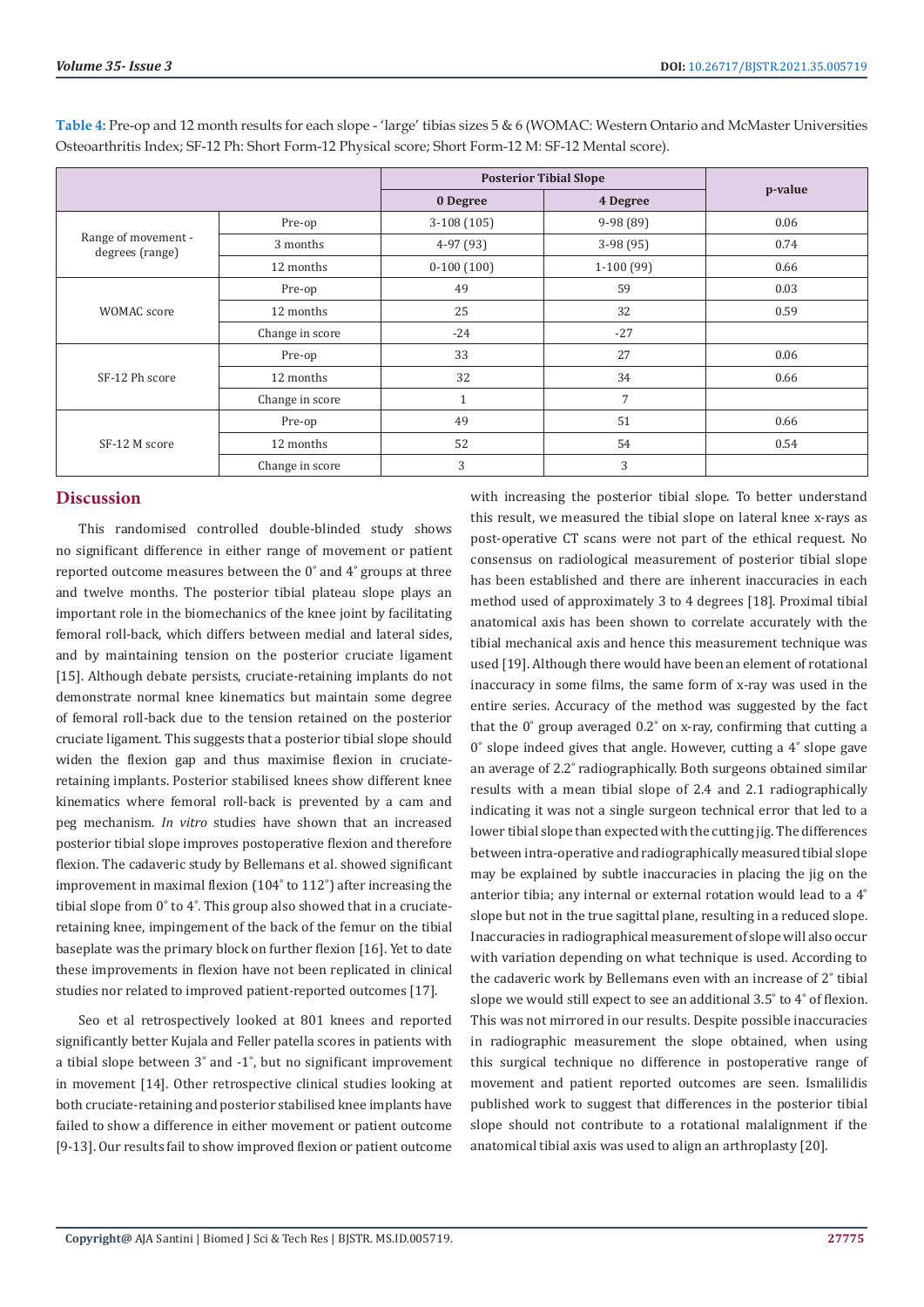**Table 4:** Pre-op and 12 month results for each slope - 'large' tibias sizes 5 & 6 (WOMAC: Western Ontario and McMaster Universities Osteoarthritis Index; SF-12 Ph: Short Form-12 Physical score; Short Form-12 M: SF-12 Mental score).

| | | Posterior Tibial Slope | | p-value |
|---|---|---|---|---|
| | | 0 Degree | 4 Degree | |
| Range of movement - degrees (range) | Pre-op | 3-108 (105) | 9-98 (89) | 0.06 |
| | 3 months | 4-97 (93) | 3-98 (95) | 0.74 |
| | 12 months | 0-100 (100) | 1-100 (99) | 0.66 |
| WOMAC score | Pre-op | 49 | 59 | 0.03 |
| | 12 months | 25 | 32 | 0.59 |
| | Change in score | -24 | -27 | |
| SF-12 Ph score | Pre-op | 33 | 27 | 0.06 |
| | 12 months | 32 | 34 | 0.66 |
| | Change in score | 1 | 7 | |
| SF-12 M score | Pre-op | 49 | 51 | 0.66 |
| | 12 months | 52 | 54 | 0.54 |
| | Change in score | 3 | 3 | |

## Discussion

This randomised controlled double-blinded study shows no significant difference in either range of movement or patient reported outcome measures between the 0˚ and 4˚ groups at three and twelve months. The posterior tibial plateau slope plays an important role in the biomechanics of the knee joint by facilitating femoral roll-back, which differs between medial and lateral sides, and by maintaining tension on the posterior cruciate ligament [15]. Although debate persists, cruciate-retaining implants do not demonstrate normal knee kinematics but maintain some degree of femoral roll-back due to the tension retained on the posterior cruciate ligament. This suggests that a posterior tibial slope should widen the flexion gap and thus maximise flexion in cruciate-retaining implants. Posterior stabilised knees show different knee kinematics where femoral roll-back is prevented by a cam and peg mechanism. *In vitro* studies have shown that an increased posterior tibial slope improves postoperative flexion and therefore flexion. The cadaveric study by Bellemans et al. showed significant improvement in maximal flexion (104˚ to 112˚) after increasing the tibial slope from 0˚ to 4˚. This group also showed that in a cruciate-retaining knee, impingement of the back of the femur on the tibial baseplate was the primary block on further flexion [16]. Yet to date these improvements in flexion have not been replicated in clinical studies nor related to improved patient-reported outcomes [17].

Seo et al retrospectively looked at 801 knees and reported significantly better Kujala and Feller patella scores in patients with a tibial slope between 3˚ and -1˚, but no significant improvement in movement [14]. Other retrospective clinical studies looking at both cruciate-retaining and posterior stabilised knee implants have failed to show a difference in either movement or patient outcome [9-13]. Our results fail to show improved flexion or patient outcome with increasing the posterior tibial slope. To better understand this result, we measured the tibial slope on lateral knee x-rays as post-operative CT scans were not part of the ethical request. No consensus on radiological measurement of posterior tibial slope has been established and there are inherent inaccuracies in each method used of approximately 3 to 4 degrees [18]. Proximal tibial anatomical axis has been shown to correlate accurately with the tibial mechanical axis and hence this measurement technique was used [19]. Although there would have been an element of rotational inaccuracy in some films, the same form of x-ray was used in the entire series. Accuracy of the method was suggested by the fact that the 0˚ group averaged 0.2˚ on x-ray, confirming that cutting a 0˚ slope indeed gives that angle. However, cutting a 4˚ slope gave an average of 2.2˚ radiographically. Both surgeons obtained similar results with a mean tibial slope of 2.4 and 2.1 radiographically indicating it was not a single surgeon technical error that led to a lower tibial slope than expected with the cutting jig. The differences between intra-operative and radiographically measured tibial slope may be explained by subtle inaccuracies in placing the jig on the anterior tibia; any internal or external rotation would lead to a 4˚ slope but not in the true sagittal plane, resulting in a reduced slope. Inaccuracies in radiographical measurement of slope will also occur with variation depending on what technique is used. According to the cadaveric work by Bellemans even with an increase of 2˚ tibial slope we would still expect to see an additional 3.5˚ to 4˚ of flexion. This was not mirrored in our results. Despite possible inaccuracies in radiographic measurement the slope obtained, when using this surgical technique no difference in postoperative range of movement and patient reported outcomes are seen. Ismalilidis published work to suggest that differences in the posterior tibial slope should not contribute to a rotational malalignment if the anatomical tibial axis was used to align an arthroplasty [20].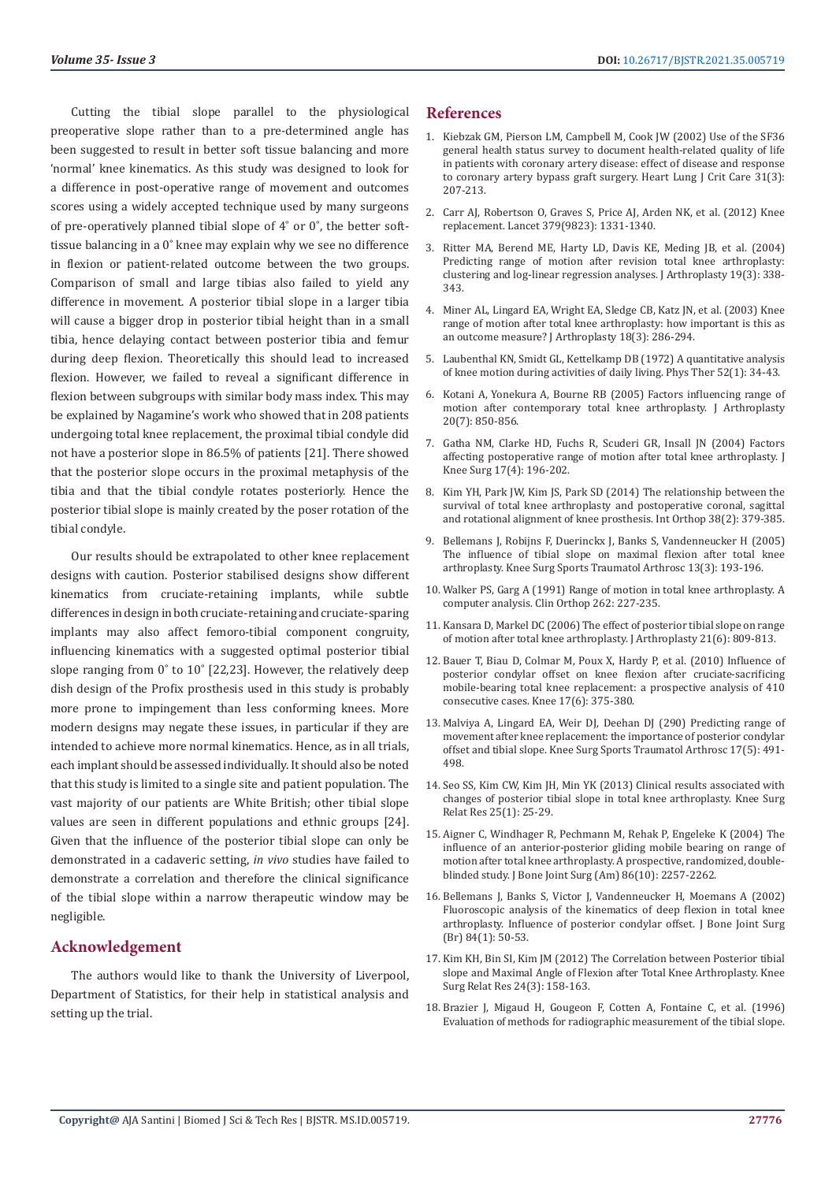Cutting the tibial slope parallel to the physiological preoperative slope rather than to a pre-determined angle has been suggested to result in better soft tissue balancing and more 'normal' knee kinematics. As this study was designed to look for a difference in post-operative range of movement and outcomes scores using a widely accepted technique used by many surgeons of pre-operatively planned tibial slope of 4˚ or 0˚, the better soft-tissue balancing in a 0˚ knee may explain why we see no difference in flexion or patient-related outcome between the two groups. Comparison of small and large tibias also failed to yield any difference in movement. A posterior tibial slope in a larger tibia will cause a bigger drop in posterior tibial height than in a small tibia, hence delaying contact between posterior tibia and femur during deep flexion. Theoretically this should lead to increased flexion. However, we failed to reveal a significant difference in flexion between subgroups with similar body mass index. This may be explained by Nagamine's work who showed that in 208 patients undergoing total knee replacement, the proximal tibial condyle did not have a posterior slope in 86.5% of patients [21]. There showed that the posterior slope occurs in the proximal metaphysis of the tibia and that the tibial condyle rotates posteriorly. Hence the posterior tibial slope is mainly created by the poser rotation of the tibial condyle.

Our results should be extrapolated to other knee replacement designs with caution. Posterior stabilised designs show different kinematics from cruciate-retaining implants, while subtle differences in design in both cruciate-retaining and cruciate-sparing implants may also affect femoro-tibial component congruity, influencing kinematics with a suggested optimal posterior tibial slope ranging from 0˚ to 10˚ [22,23]. However, the relatively deep dish design of the Profix prosthesis used in this study is probably more prone to impingement than less conforming knees. More modern designs may negate these issues, in particular if they are intended to achieve more normal kinematics. Hence, as in all trials, each implant should be assessed individually. It should also be noted that this study is limited to a single site and patient population. The vast majority of our patients are White British; other tibial slope values are seen in different populations and ethnic groups [24]. Given that the influence of the posterior tibial slope can only be demonstrated in a cadaveric setting, *in vivo* studies have failed to demonstrate a correlation and therefore the clinical significance of the tibial slope within a narrow therapeutic window may be negligible.

## Acknowledgement

The authors would like to thank the University of Liverpool, Department of Statistics, for their help in statistical analysis and setting up the trial.

## References

1. Kiebzak GM, Pierson LM, Campbell M, Cook JW (2002) Use of the SF36 general health status survey to document health-related quality of life in patients with coronary artery disease: effect of disease and response to coronary artery bypass graft surgery. Heart Lung J Crit Care 31(3): 207-213.
2. Carr AJ, Robertson O, Graves S, Price AJ, Arden NK, et al. (2012) Knee replacement. Lancet 379(9823): 1331-1340.
3. Ritter MA, Berend ME, Harty LD, Davis KE, Meding JB, et al. (2004) Predicting range of motion after revision total knee arthroplasty: clustering and log-linear regression analyses. J Arthroplasty 19(3): 338-343.
4. Miner AL, Lingard EA, Wright EA, Sledge CB, Katz JN, et al. (2003) Knee range of motion after total knee arthroplasty: how important is this as an outcome measure? J Arthroplasty 18(3): 286-294.
5. Laubenthal KN, Smidt GL, Kettelkamp DB (1972) A quantitative analysis of knee motion during activities of daily living. Phys Ther 52(1): 34-43.
6. Kotani A, Yonekura A, Bourne RB (2005) Factors influencing range of motion after contemporary total knee arthroplasty. J Arthroplasty 20(7): 850-856.
7. Gatha NM, Clarke HD, Fuchs R, Scuderi GR, Insall JN (2004) Factors affecting postoperative range of motion after total knee arthroplasty. J Knee Surg 17(4): 196-202.
8. Kim YH, Park JW, Kim JS, Park SD (2014) The relationship between the survival of total knee arthroplasty and postoperative coronal, sagittal and rotational alignment of knee prosthesis. Int Orthop 38(2): 379-385.
9. Bellemans J, Robijns F, Duerinckx J, Banks S, Vandenneucker H (2005) The influence of tibial slope on maximal flexion after total knee arthroplasty. Knee Surg Sports Traumatol Arthrosc 13(3): 193-196.
10. Walker PS, Garg A (1991) Range of motion in total knee arthroplasty. A computer analysis. Clin Orthop 262: 227-235.
11. Kansara D, Markel DC (2006) The effect of posterior tibial slope on range of motion after total knee arthroplasty. J Arthroplasty 21(6): 809-813.
12. Bauer T, Biau D, Colmar M, Poux X, Hardy P, et al. (2010) Influence of posterior condylar offset on knee flexion after cruciate-sacrificing mobile-bearing total knee replacement: a prospective analysis of 410 consecutive cases. Knee 17(6): 375-380.
13. Malviya A, Lingard EA, Weir DJ, Deehan DJ (290) Predicting range of movement after knee replacement: the importance of posterior condylar offset and tibial slope. Knee Surg Sports Traumatol Arthrosc 17(5): 491-498.
14. Seo SS, Kim CW, Kim JH, Min YK (2013) Clinical results associated with changes of posterior tibial slope in total knee arthroplasty. Knee Surg Relat Res 25(1): 25-29.
15. Aigner C, Windhager R, Pechmann M, Rehak P, Engeleke K (2004) The influence of an anterior-posterior gliding mobile bearing on range of motion after total knee arthroplasty. A prospective, randomized, double-blinded study. J Bone Joint Surg (Am) 86(10): 2257-2262.
16. Bellemans J, Banks S, Victor J, Vandenneucker H, Moemans A (2002) Fluoroscopic analysis of the kinematics of deep flexion in total knee arthroplasty. Influence of posterior condylar offset. J Bone Joint Surg (Br) 84(1): 50-53.
17. Kim KH, Bin SI, Kim JM (2012) The Correlation between Posterior tibial slope and Maximal Angle of Flexion after Total Knee Arthroplasty. Knee Surg Relat Res 24(3): 158-163.
18. Brazier J, Migaud H, Gougeon F, Cotten A, Fontaine C, et al. (1996) Evaluation of methods for radiographic measurement of the tibial slope.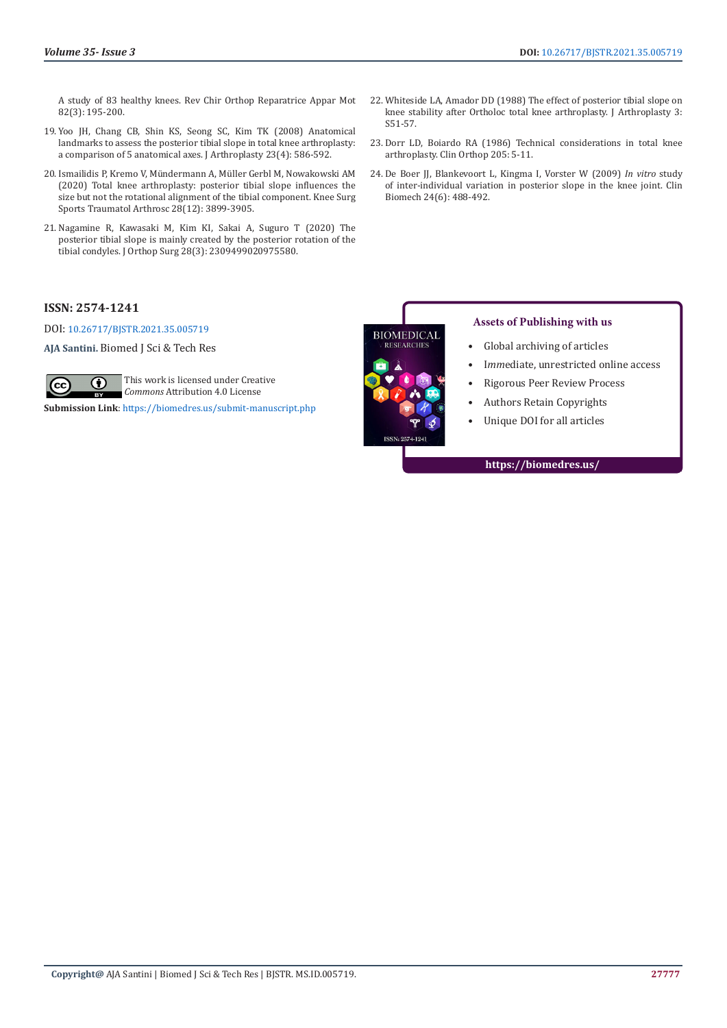A study of 83 healthy knees. Rev Chir Orthop Reparatrice Appar Mot 82(3): 195-200.

19. Yoo JH, Chang CB, Shin KS, Seong SC, Kim TK (2008) Anatomical landmarks to assess the posterior tibial slope in total knee arthroplasty: a comparison of 5 anatomical axes. J Arthroplasty 23(4): 586-592.
20. Ismailidis P, Kremo V, Mündermann A, Müller Gerbl M, Nowakowski AM (2020) Total knee arthroplasty: posterior tibial slope influences the size but not the rotational alignment of the tibial component. Knee Surg Sports Traumatol Arthrosc 28(12): 3899-3905.
21. Nagamine R, Kawasaki M, Kim KI, Sakai A, Suguro T (2020) The posterior tibial slope is mainly created by the posterior rotation of the tibial condyles. J Orthop Surg 28(3): 2309499020975580.
22. Whiteside LA, Amador DD (1988) The effect of posterior tibial slope on knee stability after Ortholoc total knee arthroplasty. J Arthroplasty 3: S51-57.
23. Dorr LD, Boiardo RA (1986) Technical considerations in total knee arthroplasty. Clin Orthop 205: 5-11.
24. De Boer JJ, Blankevoort L, Kingma I, Vorster W (2009) *In vitro* study of inter-individual variation in posterior slope in the knee joint. Clin Biomech 24(6): 488-492.

**ISSN: 2574-1241**

DOI: 10.26717/BJSTR.2021.35.005719

**AJA Santini**. Biomed J Sci & Tech Res

This work is licensed under Creative *Commons* Attribution 4.0 License

**Submission Link**: https://biomedres.us/submit-manuscript.php

**Assets of Publishing with us**

- Global archiving of articles
- Immediate, unrestricted online access
- Rigorous Peer Review Process
- Authors Retain Copyrights
- Unique DOI for all articles

**https://biomedres.us/**